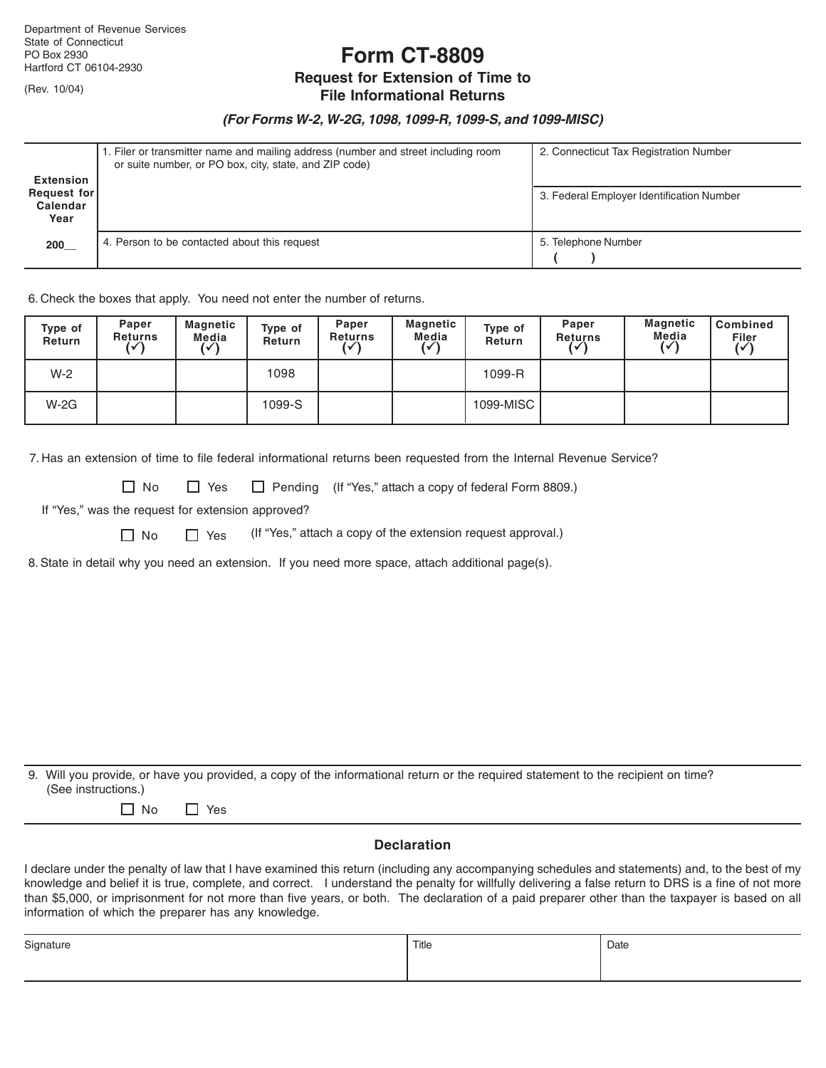Department of Revenue Services
State of Connecticut
PO Box 2930
Hartford CT 06104-2930

(Rev. 10/04)

# Form CT-8809

## Request for Extension of Time to File Informational Returns

***(For Forms W-2, W-2G, 1098, 1099-R, 1099-S, and 1099-MISC)***

| **Extension Request for Calendar Year** | 1. Filer or transmitter name and mailing address (number and street including room or suite number, or PO box, city, state, and ZIP code) | 2. Connecticut Tax Registration Number |
|---|---|---|
| | | 3. Federal Employer Identification Number |
| **200__** | 4. Person to be contacted about this request | 5. Telephone Number ( ) |

6. Check the boxes that apply. You need not enter the number of returns.

| Type of Return | Paper Returns (✓) | Magnetic Media (✓) | Type of Return | Paper Returns (✓) | Magnetic Media (✓) | Type of Return | Paper Returns (✓) | Magnetic Media (✓) | Combined Filer (✓) |
|---|---|---|---|---|---|---|---|---|---|
| W-2 | | | 1098 | | | 1099-R | | | |
| W-2G | | | 1099-S | | | 1099-MISC | | | |

7. Has an extension of time to file federal informational returns been requested from the Internal Revenue Service?

☐ No ☐ Yes ☐ Pending (If "Yes," attach a copy of federal Form 8809.)

If "Yes," was the request for extension approved?

☐ No ☐ Yes (If "Yes," attach a copy of the extension request approval.)

8. State in detail why you need an extension. If you need more space, attach additional page(s).

9. Will you provide, or have you provided, a copy of the informational return or the required statement to the recipient on time? (See instructions.)

☐ No ☐ Yes

### Declaration

I declare under the penalty of law that I have examined this return (including any accompanying schedules and statements) and, to the best of my knowledge and belief it is true, complete, and correct. I understand the penalty for willfully delivering a false return to DRS is a fine of not more than $5,000, or imprisonment for not more than five years, or both. The declaration of a paid preparer other than the taxpayer is based on all information of which the preparer has any knowledge.

| Signature | Title | Date |
|---|---|---|
| | | |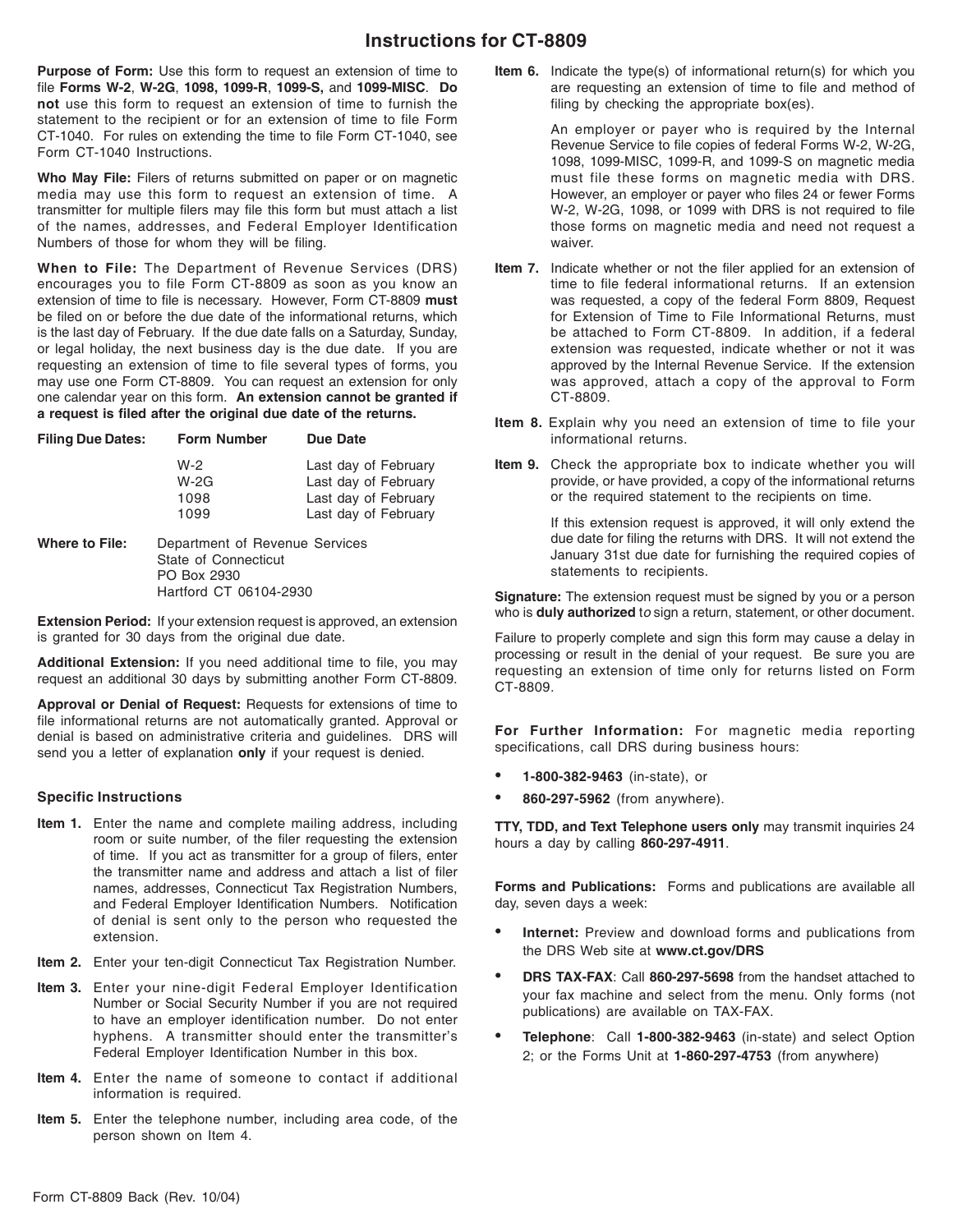# Instructions for CT-8809

**Purpose of Form:** Use this form to request an extension of time to file **Forms W-2**, **W-2G**, **1098**, **1099-R**, **1099-S,** and **1099-MISC**. **Do not** use this form to request an extension of time to furnish the statement to the recipient or for an extension of time to file Form CT-1040. For rules on extending the time to file Form CT-1040, see Form CT-1040 Instructions.

**Who May File:** Filers of returns submitted on paper or on magnetic media may use this form to request an extension of time. A transmitter for multiple filers may file this form but must attach a list of the names, addresses, and Federal Employer Identification Numbers of those for whom they will be filing.

**When to File:** The Department of Revenue Services (DRS) encourages you to file Form CT-8809 as soon as you know an extension of time to file is necessary. However, Form CT-8809 **must** be filed on or before the due date of the informational returns, which is the last day of February. If the due date falls on a Saturday, Sunday, or legal holiday, the next business day is the due date. If you are requesting an extension of time to file several types of forms, you may use one Form CT-8809. You can request an extension for only one calendar year on this form. **An extension cannot be granted if a request is filed after the original due date of the returns.**

| Filing Due Dates: | Form Number | Due Date |
|---|---|---|
| | W-2 | Last day of February |
| | W-2G | Last day of February |
| | 1098 | Last day of February |
| | 1099 | Last day of February |

**Where to File:** Department of Revenue Services
State of Connecticut
PO Box 2930
Hartford CT 06104-2930

**Extension Period:** If your extension request is approved, an extension is granted for 30 days from the original due date.

**Additional Extension:** If you need additional time to file, you may request an additional 30 days by submitting another Form CT-8809.

**Approval or Denial of Request:** Requests for extensions of time to file informational returns are not automatically granted. Approval or denial is based on administrative criteria and guidelines. DRS will send you a letter of explanation **only** if your request is denied.

### Specific Instructions

**Item 1.** Enter the name and complete mailing address, including room or suite number, of the filer requesting the extension of time. If you act as transmitter for a group of filers, enter the transmitter name and address and attach a list of filer names, addresses, Connecticut Tax Registration Numbers, and Federal Employer Identification Numbers. Notification of denial is sent only to the person who requested the extension.

**Item 2.** Enter your ten-digit Connecticut Tax Registration Number.

**Item 3.** Enter your nine-digit Federal Employer Identification Number or Social Security Number if you are not required to have an employer identification number. Do not enter hyphens. A transmitter should enter the transmitter's Federal Employer Identification Number in this box.

**Item 4.** Enter the name of someone to contact if additional information is required.

**Item 5.** Enter the telephone number, including area code, of the person shown on Item 4.

**Item 6.** Indicate the type(s) of informational return(s) for which you are requesting an extension of time to file and method of filing by checking the appropriate box(es).

An employer or payer who is required by the Internal Revenue Service to file copies of federal Forms W-2, W-2G, 1098, 1099-MISC, 1099-R, and 1099-S on magnetic media must file these forms on magnetic media with DRS. However, an employer or payer who files 24 or fewer Forms W-2, W-2G, 1098, or 1099 with DRS is not required to file those forms on magnetic media and need not request a waiver.

**Item 7.** Indicate whether or not the filer applied for an extension of time to file federal informational returns. If an extension was requested, a copy of the federal Form 8809, Request for Extension of Time to File Informational Returns, must be attached to Form CT-8809. In addition, if a federal extension was requested, indicate whether or not it was approved by the Internal Revenue Service. If the extension was approved, attach a copy of the approval to Form CT-8809.

**Item 8.** Explain why you need an extension of time to file your informational returns.

**Item 9.** Check the appropriate box to indicate whether you will provide, or have provided, a copy of the informational returns or the required statement to the recipients on time.

If this extension request is approved, it will only extend the due date for filing the returns with DRS. It will not extend the January 31st due date for furnishing the required copies of statements to recipients.

**Signature:** The extension request must be signed by you or a person who is **duly authorized** t*o* sign a return, statement, or other document.

Failure to properly complete and sign this form may cause a delay in processing or result in the denial of your request. Be sure you are requesting an extension of time only for returns listed on Form CT-8809.

**For Further Information:** For magnetic media reporting specifications, call DRS during business hours:

- **1-800-382-9463** (in-state), or
- **860-297-5962** (from anywhere).

**TTY, TDD, and Text Telephone users only** may transmit inquiries 24 hours a day by calling **860-297-4911**.

**Forms and Publications:** Forms and publications are available all day, seven days a week:

- **Internet:** Preview and download forms and publications from the DRS Web site at **www.ct.gov/DRS**
- **DRS TAX-FAX**: Call **860-297-5698** from the handset attached to your fax machine and select from the menu. Only forms (not publications) are available on TAX-FAX.
- **Telephone**: Call **1-800-382-9463** (in-state) and select Option 2; or the Forms Unit at **1-860-297-4753** (from anywhere)

Form CT-8809 Back (Rev. 10/04)